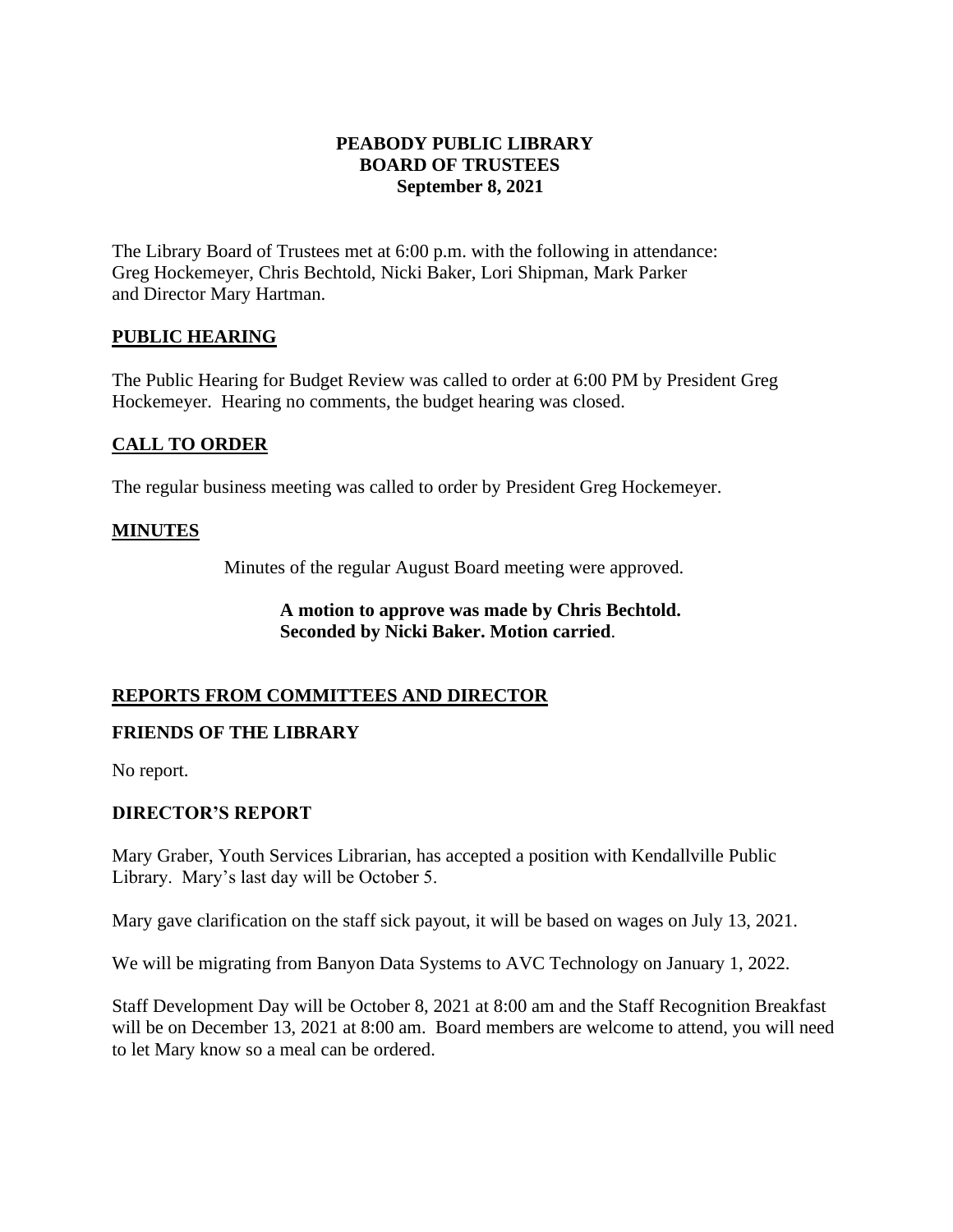# PEABODY PUBLIC LIBRARY
## BOARD OF TRUSTEES
### September 8, 2021

The Library Board of Trustees met at 6:00 p.m. with the following in attendance:
Greg Hockemeyer, Chris Bechtold, Nicki Baker, Lori Shipman, Mark Parker
and Director Mary Hartman.

## PUBLIC HEARING

The Public Hearing for Budget Review was called to order at 6:00 PM by President Greg Hockemeyer. Hearing no comments, the budget hearing was closed.

## CALL TO ORDER

The regular business meeting was called to order by President Greg Hockemeyer.

## MINUTES

Minutes of the regular August Board meeting were approved.

**A motion to approve was made by Chris Bechtold.**
**Seconded by Nicki Baker. Motion carried**.

## REPORTS FROM COMMITTEES AND DIRECTOR

### FRIENDS OF THE LIBRARY

No report.

### DIRECTOR'S REPORT

Mary Graber, Youth Services Librarian, has accepted a position with Kendallville Public Library. Mary's last day will be October 5.

Mary gave clarification on the staff sick payout, it will be based on wages on July 13, 2021.

We will be migrating from Banyon Data Systems to AVC Technology on January 1, 2022.

Staff Development Day will be October 8, 2021 at 8:00 am and the Staff Recognition Breakfast will be on December 13, 2021 at 8:00 am. Board members are welcome to attend, you will need to let Mary know so a meal can be ordered.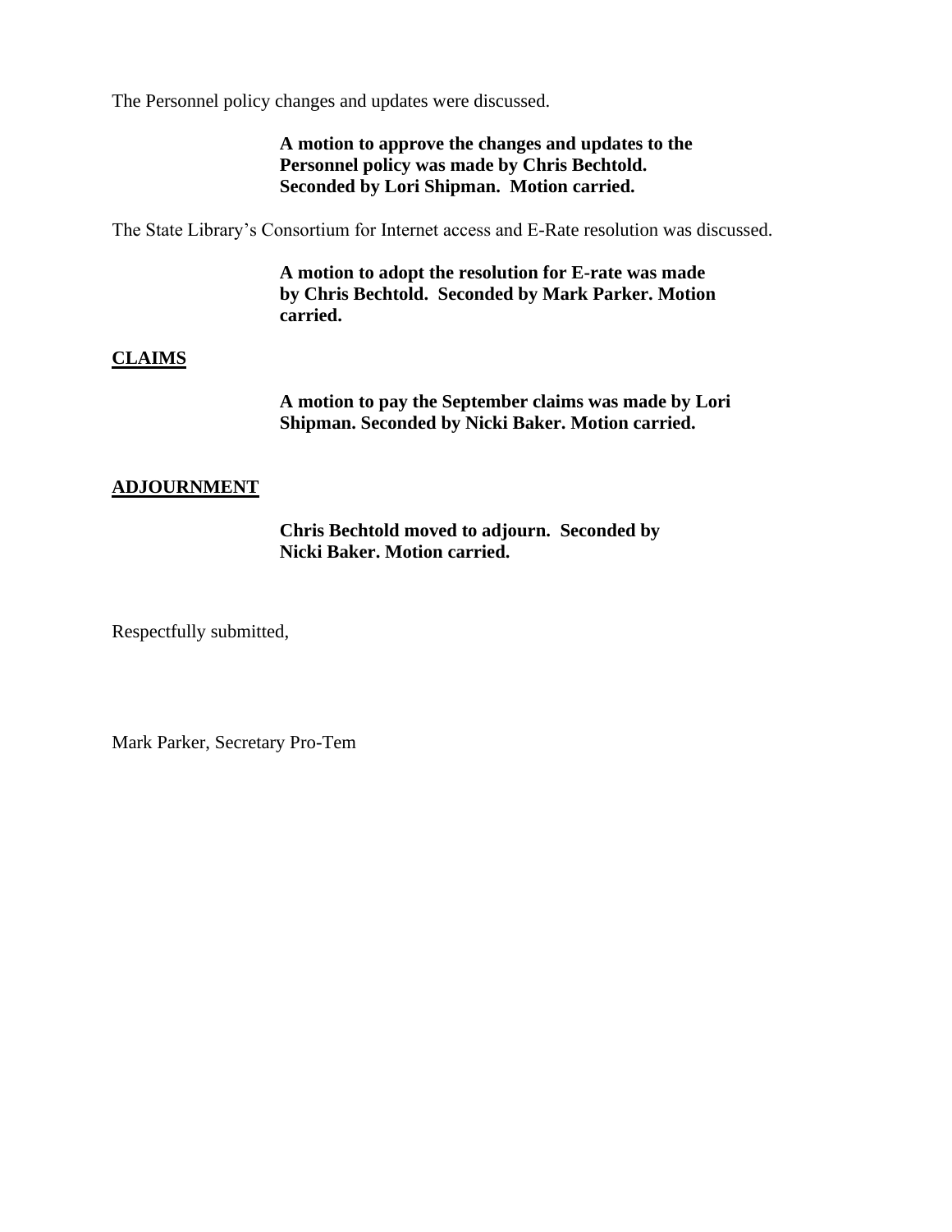The Personnel policy changes and updates were discussed.

**A motion to approve the changes and updates to the Personnel policy was made by Chris Bechtold. Seconded by Lori Shipman. Motion carried.**

The State Library's Consortium for Internet access and E-Rate resolution was discussed.

**A motion to adopt the resolution for E-rate was made by Chris Bechtold. Seconded by Mark Parker. Motion carried.**

## CLAIMS

**A motion to pay the September claims was made by Lori Shipman. Seconded by Nicki Baker. Motion carried.**

## ADJOURNMENT

**Chris Bechtold moved to adjourn. Seconded by Nicki Baker. Motion carried.**

Respectfully submitted,

Mark Parker, Secretary Pro-Tem